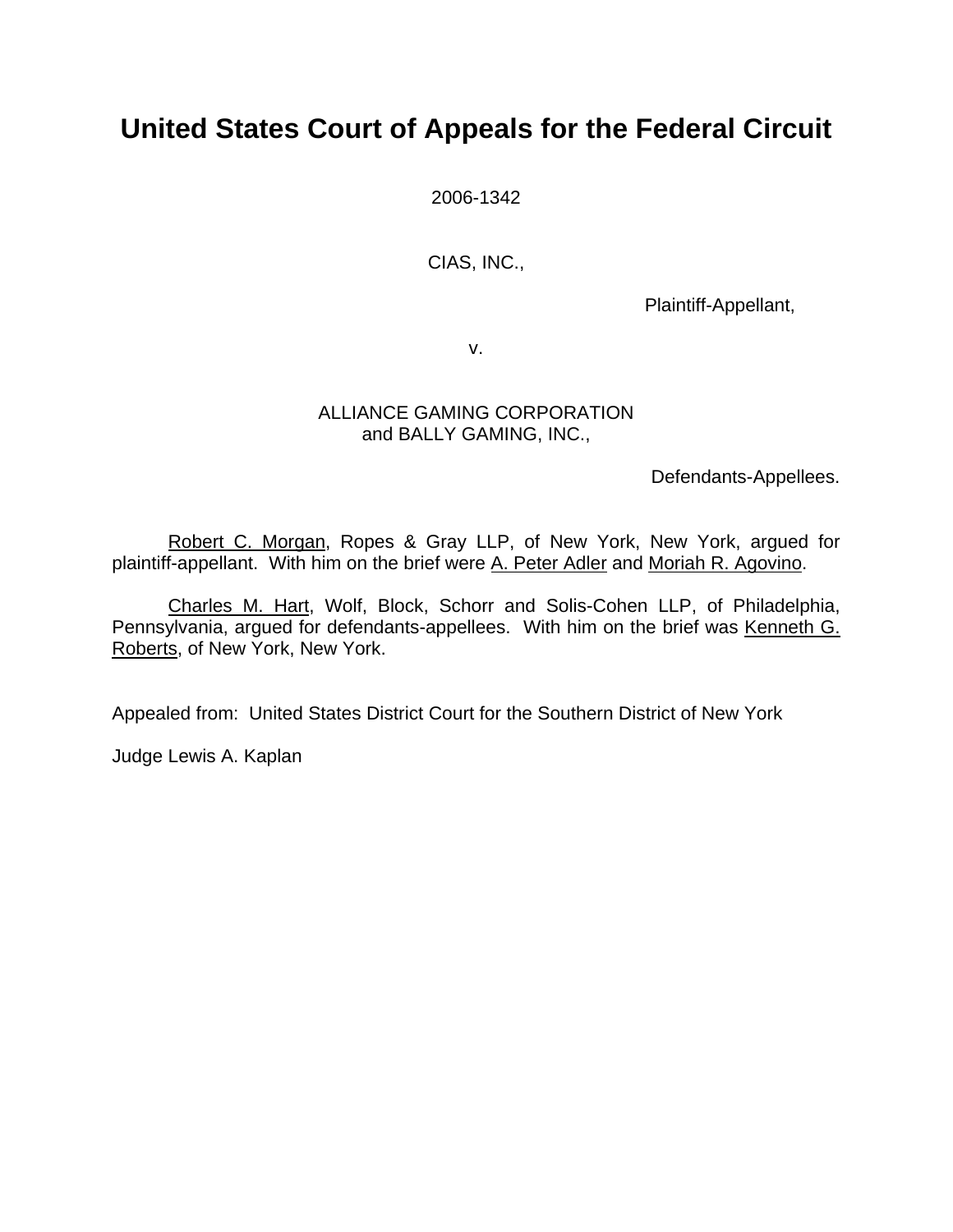# United States Court of Appeals for the Federal Circuit

2006-1342

CIAS, INC.,

Plaintiff-Appellant,

v.

ALLIANCE GAMING CORPORATION
and BALLY GAMING, INC.,

Defendants-Appellees.

Robert C. Morgan, Ropes & Gray LLP, of New York, New York, argued for plaintiff-appellant. With him on the brief were A. Peter Adler and Moriah R. Agovino.

Charles M. Hart, Wolf, Block, Schorr and Solis-Cohen LLP, of Philadelphia, Pennsylvania, argued for defendants-appellees. With him on the brief was Kenneth G. Roberts, of New York, New York.

Appealed from: United States District Court for the Southern District of New York

Judge Lewis A. Kaplan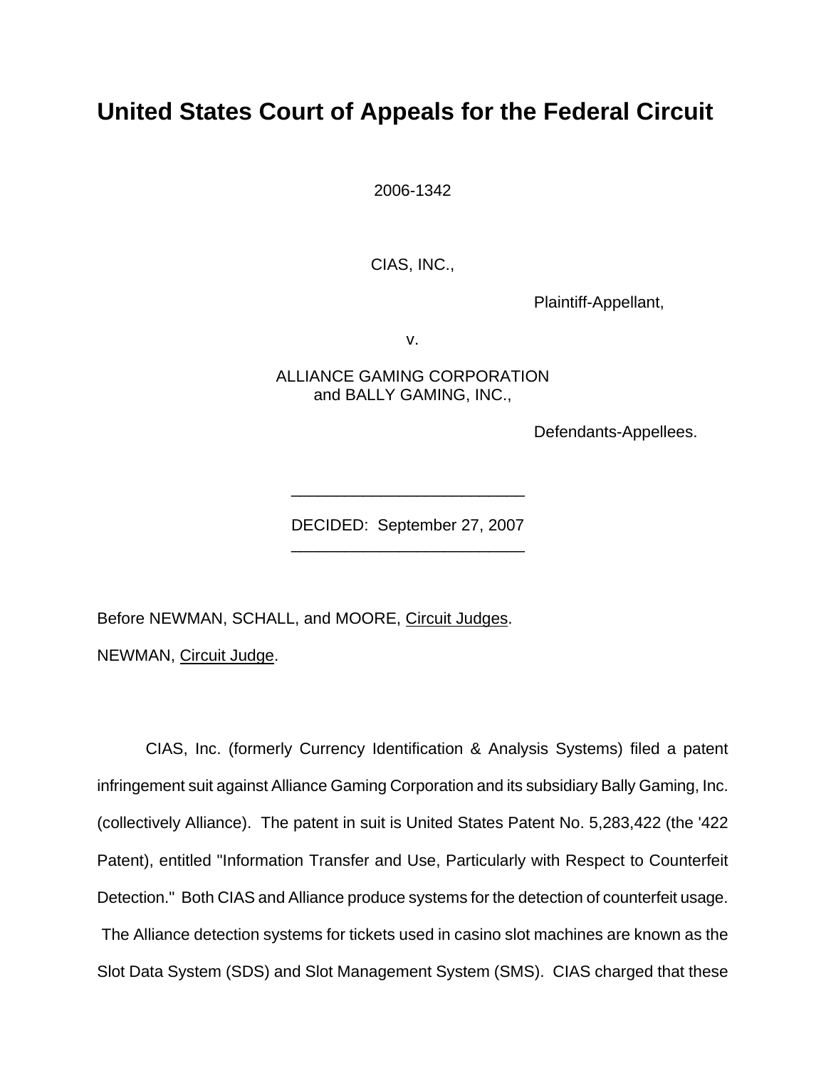# United States Court of Appeals for the Federal Circuit

2006-1342

CIAS, INC.,

Plaintiff-Appellant,

v.

ALLIANCE GAMING CORPORATION
and BALLY GAMING, INC.,

Defendants-Appellees.

---

DECIDED: September 27, 2007

---

Before NEWMAN, SCHALL, and MOORE, Circuit Judges.

NEWMAN, Circuit Judge.

CIAS, Inc. (formerly Currency Identification & Analysis Systems) filed a patent infringement suit against Alliance Gaming Corporation and its subsidiary Bally Gaming, Inc. (collectively Alliance). The patent in suit is United States Patent No. 5,283,422 (the '422 Patent), entitled "Information Transfer and Use, Particularly with Respect to Counterfeit Detection." Both CIAS and Alliance produce systems for the detection of counterfeit usage. The Alliance detection systems for tickets used in casino slot machines are known as the Slot Data System (SDS) and Slot Management System (SMS). CIAS charged that these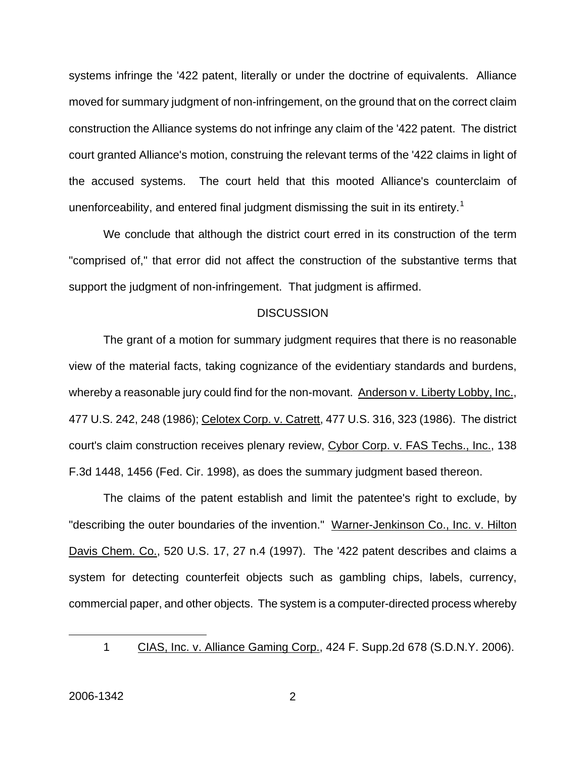systems infringe the '422 patent, literally or under the doctrine of equivalents. Alliance moved for summary judgment of non-infringement, on the ground that on the correct claim construction the Alliance systems do not infringe any claim of the '422 patent. The district court granted Alliance's motion, construing the relevant terms of the '422 claims in light of the accused systems. The court held that this mooted Alliance's counterclaim of unenforceability, and entered final judgment dismissing the suit in its entirety.[1]

We conclude that although the district court erred in its construction of the term "comprised of," that error did not affect the construction of the substantive terms that support the judgment of non-infringement. That judgment is affirmed.

## DISCUSSION

The grant of a motion for summary judgment requires that there is no reasonable view of the material facts, taking cognizance of the evidentiary standards and burdens, whereby a reasonable jury could find for the non-movant. Anderson v. Liberty Lobby, Inc., 477 U.S. 242, 248 (1986); Celotex Corp. v. Catrett, 477 U.S. 316, 323 (1986). The district court's claim construction receives plenary review, Cybor Corp. v. FAS Techs., Inc., 138 F.3d 1448, 1456 (Fed. Cir. 1998), as does the summary judgment based thereon.

The claims of the patent establish and limit the patentee's right to exclude, by "describing the outer boundaries of the invention." Warner-Jenkinson Co., Inc. v. Hilton Davis Chem. Co., 520 U.S. 17, 27 n.4 (1997). The '422 patent describes and claims a system for detecting counterfeit objects such as gambling chips, labels, currency, commercial paper, and other objects. The system is a computer-directed process whereby

---

1 CIAS, Inc. v. Alliance Gaming Corp., 424 F. Supp.2d 678 (S.D.N.Y. 2006).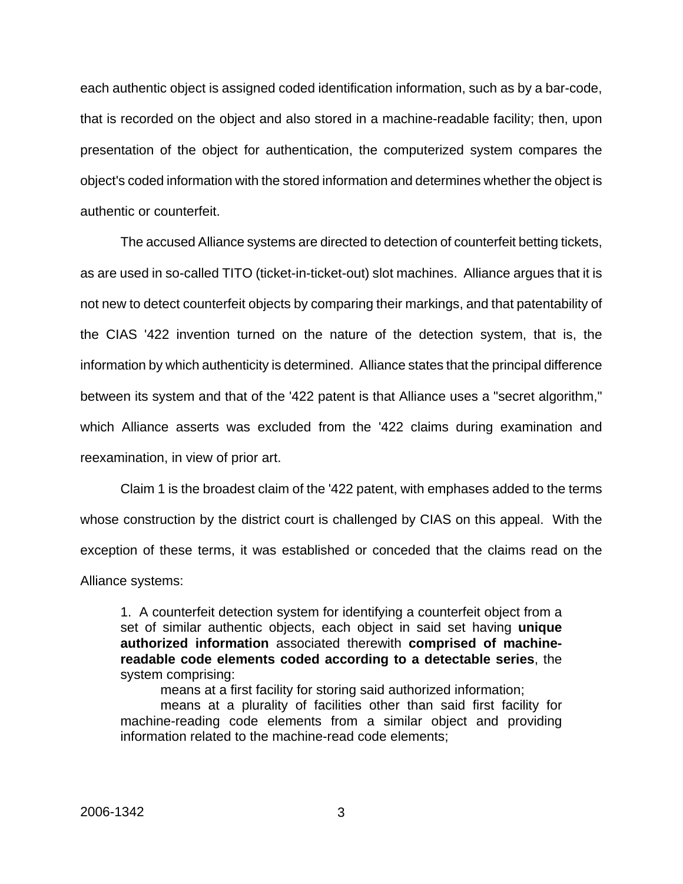each authentic object is assigned coded identification information, such as by a bar-code, that is recorded on the object and also stored in a machine-readable facility; then, upon presentation of the object for authentication, the computerized system compares the object's coded information with the stored information and determines whether the object is authentic or counterfeit.

The accused Alliance systems are directed to detection of counterfeit betting tickets, as are used in so-called TITO (ticket-in-ticket-out) slot machines. Alliance argues that it is not new to detect counterfeit objects by comparing their markings, and that patentability of the CIAS '422 invention turned on the nature of the detection system, that is, the information by which authenticity is determined. Alliance states that the principal difference between its system and that of the '422 patent is that Alliance uses a "secret algorithm," which Alliance asserts was excluded from the '422 claims during examination and reexamination, in view of prior art.

Claim 1 is the broadest claim of the '422 patent, with emphases added to the terms whose construction by the district court is challenged by CIAS on this appeal. With the exception of these terms, it was established or conceded that the claims read on the Alliance systems:

> 1. A counterfeit detection system for identifying a counterfeit object from a set of similar authentic objects, each object in said set having **unique authorized information** associated therewith **comprised of machine-readable code elements coded according to a detectable series**, the system comprising:
>
> means at a first facility for storing said authorized information;
>
> means at a plurality of facilities other than said first facility for machine-reading code elements from a similar object and providing information related to the machine-read code elements;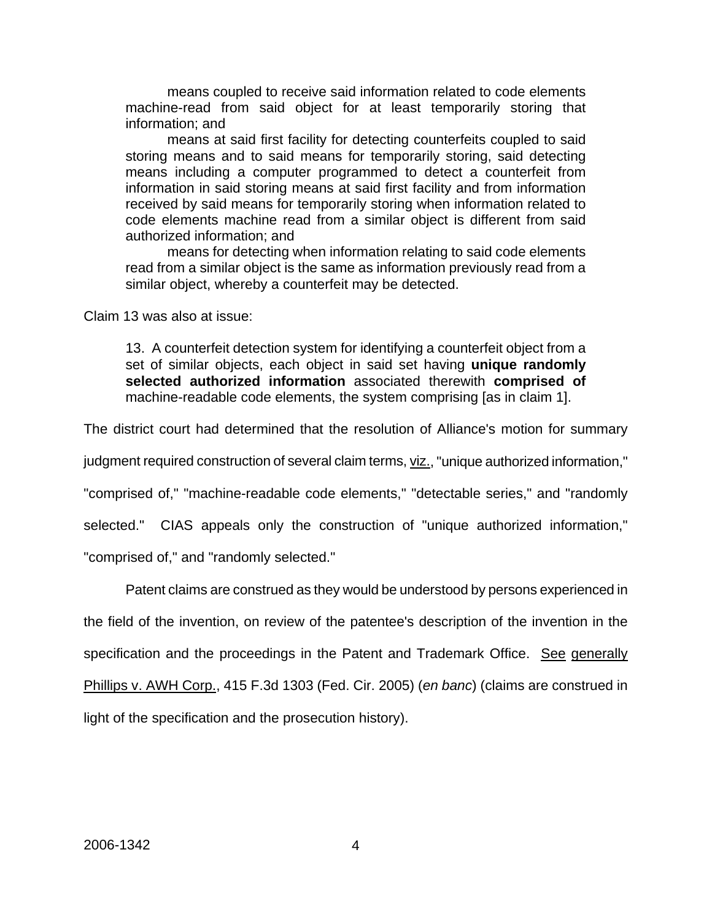> means coupled to receive said information related to code elements machine-read from said object for at least temporarily storing that information; and
>
> means at said first facility for detecting counterfeits coupled to said storing means and to said means for temporarily storing, said detecting means including a computer programmed to detect a counterfeit from information in said storing means at said first facility and from information received by said means for temporarily storing when information related to code elements machine read from a similar object is different from said authorized information; and
>
> means for detecting when information relating to said code elements read from a similar object is the same as information previously read from a similar object, whereby a counterfeit may be detected.

Claim 13 was also at issue:

> 13. A counterfeit detection system for identifying a counterfeit object from a set of similar objects, each object in said set having **unique randomly selected authorized information** associated therewith **comprised of** machine-readable code elements, the system comprising [as in claim 1].

The district court had determined that the resolution of Alliance's motion for summary judgment required construction of several claim terms, viz., "unique authorized information," "comprised of," "machine-readable code elements," "detectable series," and "randomly selected." CIAS appeals only the construction of "unique authorized information," "comprised of," and "randomly selected."

Patent claims are construed as they would be understood by persons experienced in the field of the invention, on review of the patentee's description of the invention in the specification and the proceedings in the Patent and Trademark Office. See generally Phillips v. AWH Corp., 415 F.3d 1303 (Fed. Cir. 2005) (*en banc*) (claims are construed in light of the specification and the prosecution history).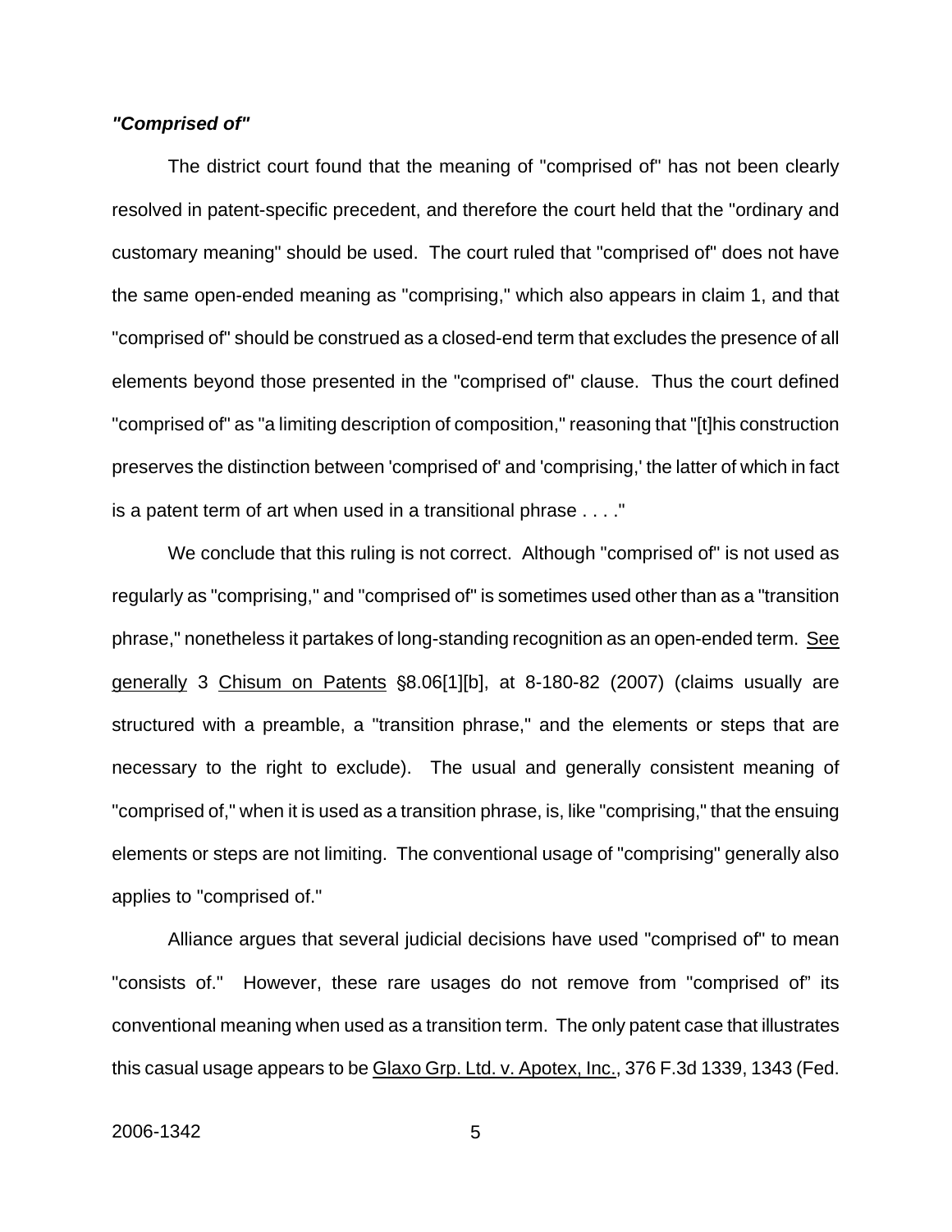***"Comprised of"***

The district court found that the meaning of "comprised of" has not been clearly resolved in patent-specific precedent, and therefore the court held that the "ordinary and customary meaning" should be used. The court ruled that "comprised of" does not have the same open-ended meaning as "comprising," which also appears in claim 1, and that "comprised of" should be construed as a closed-end term that excludes the presence of all elements beyond those presented in the "comprised of" clause. Thus the court defined "comprised of" as "a limiting description of composition," reasoning that "[t]his construction preserves the distinction between 'comprised of' and 'comprising,' the latter of which in fact is a patent term of art when used in a transitional phrase . . . ."

We conclude that this ruling is not correct. Although "comprised of" is not used as regularly as "comprising," and "comprised of" is sometimes used other than as a "transition phrase," nonetheless it partakes of long-standing recognition as an open-ended term. See generally 3 Chisum on Patents §8.06[1][b], at 8-180-82 (2007) (claims usually are structured with a preamble, a "transition phrase," and the elements or steps that are necessary to the right to exclude). The usual and generally consistent meaning of "comprised of," when it is used as a transition phrase, is, like "comprising," that the ensuing elements or steps are not limiting. The conventional usage of "comprising" generally also applies to "comprised of."

Alliance argues that several judicial decisions have used "comprised of" to mean "consists of." However, these rare usages do not remove from "comprised of" its conventional meaning when used as a transition term. The only patent case that illustrates this casual usage appears to be Glaxo Grp. Ltd. v. Apotex, Inc., 376 F.3d 1339, 1343 (Fed.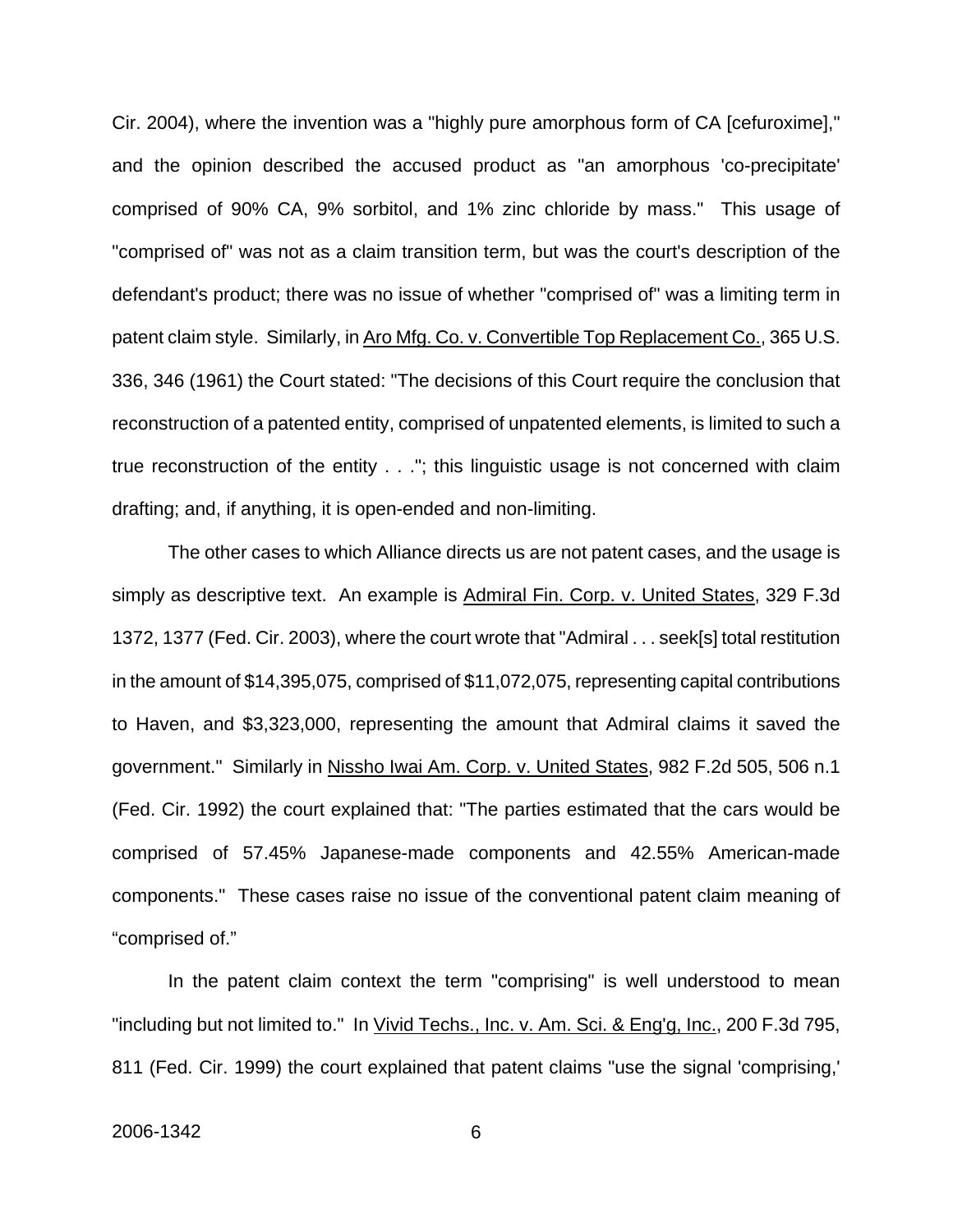Cir. 2004), where the invention was a "highly pure amorphous form of CA [cefuroxime]," and the opinion described the accused product as "an amorphous 'co-precipitate' comprised of 90% CA, 9% sorbitol, and 1% zinc chloride by mass." This usage of "comprised of" was not as a claim transition term, but was the court's description of the defendant's product; there was no issue of whether "comprised of" was a limiting term in patent claim style. Similarly, in Aro Mfg. Co. v. Convertible Top Replacement Co., 365 U.S. 336, 346 (1961) the Court stated: "The decisions of this Court require the conclusion that reconstruction of a patented entity, comprised of unpatented elements, is limited to such a true reconstruction of the entity . . ."; this linguistic usage is not concerned with claim drafting; and, if anything, it is open-ended and non-limiting.

The other cases to which Alliance directs us are not patent cases, and the usage is simply as descriptive text. An example is Admiral Fin. Corp. v. United States, 329 F.3d 1372, 1377 (Fed. Cir. 2003), where the court wrote that "Admiral . . . seek[s] total restitution in the amount of $14,395,075, comprised of $11,072,075, representing capital contributions to Haven, and $3,323,000, representing the amount that Admiral claims it saved the government." Similarly in Nissho Iwai Am. Corp. v. United States, 982 F.2d 505, 506 n.1 (Fed. Cir. 1992) the court explained that: "The parties estimated that the cars would be comprised of 57.45% Japanese-made components and 42.55% American-made components." These cases raise no issue of the conventional patent claim meaning of "comprised of."

In the patent claim context the term "comprising" is well understood to mean "including but not limited to." In Vivid Techs., Inc. v. Am. Sci. & Eng'g, Inc., 200 F.3d 795, 811 (Fed. Cir. 1999) the court explained that patent claims "use the signal 'comprising,'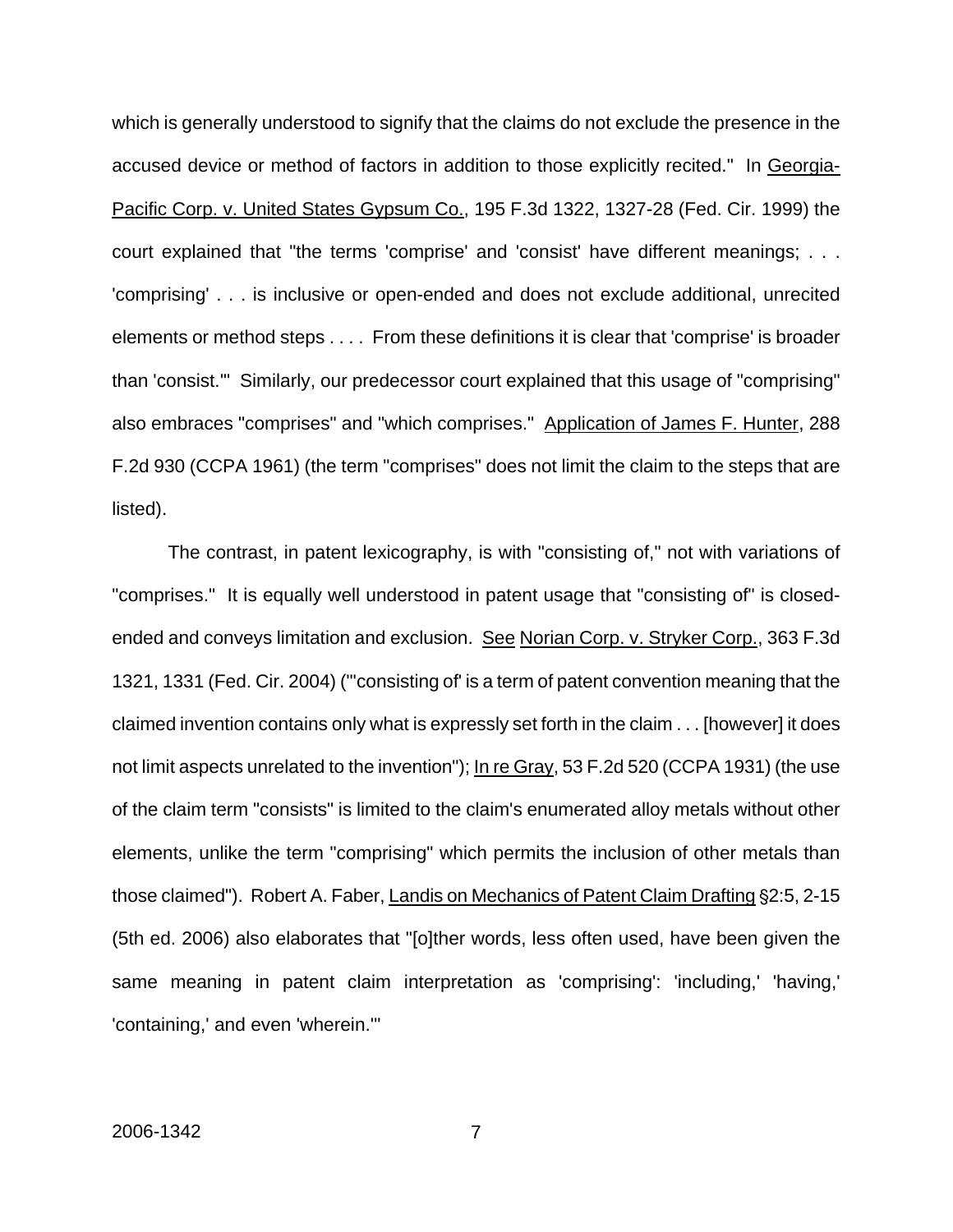which is generally understood to signify that the claims do not exclude the presence in the accused device or method of factors in addition to those explicitly recited." In Georgia-Pacific Corp. v. United States Gypsum Co., 195 F.3d 1322, 1327-28 (Fed. Cir. 1999) the court explained that "the terms 'comprise' and 'consist' have different meanings; . . . 'comprising' . . . is inclusive or open-ended and does not exclude additional, unrecited elements or method steps . . . . From these definitions it is clear that 'comprise' is broader than 'consist.'" Similarly, our predecessor court explained that this usage of "comprising" also embraces "comprises" and "which comprises." Application of James F. Hunter, 288 F.2d 930 (CCPA 1961) (the term "comprises" does not limit the claim to the steps that are listed).

The contrast, in patent lexicography, is with "consisting of," not with variations of "comprises." It is equally well understood in patent usage that "consisting of" is closed-ended and conveys limitation and exclusion. See Norian Corp. v. Stryker Corp., 363 F.3d 1321, 1331 (Fed. Cir. 2004) ("'consisting of' is a term of patent convention meaning that the claimed invention contains only what is expressly set forth in the claim . . . [however] it does not limit aspects unrelated to the invention"); In re Gray, 53 F.2d 520 (CCPA 1931) (the use of the claim term "consists" is limited to the claim's enumerated alloy metals without other elements, unlike the term "comprising" which permits the inclusion of other metals than those claimed"). Robert A. Faber, Landis on Mechanics of Patent Claim Drafting §2:5, 2-15 (5th ed. 2006) also elaborates that "[o]ther words, less often used, have been given the same meaning in patent claim interpretation as 'comprising': 'including,' 'having,' 'containing,' and even 'wherein.'"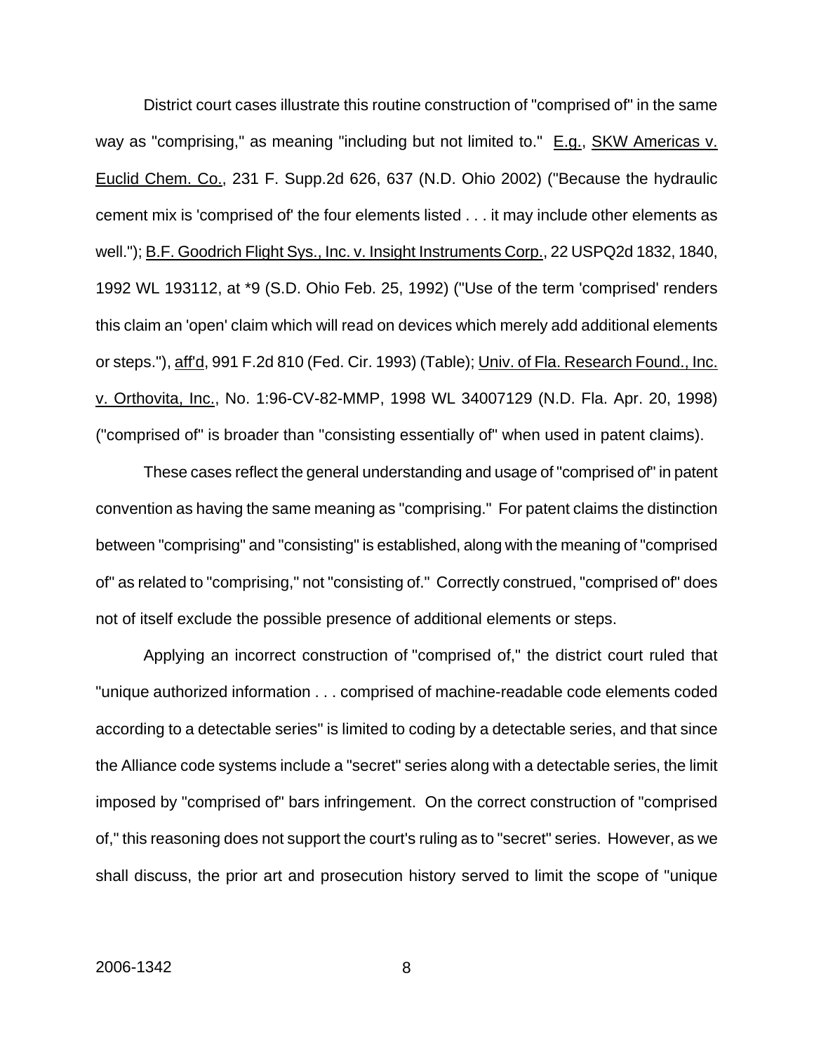District court cases illustrate this routine construction of "comprised of" in the same way as "comprising," as meaning "including but not limited to." E.g., SKW Americas v. Euclid Chem. Co., 231 F. Supp.2d 626, 637 (N.D. Ohio 2002) ("Because the hydraulic cement mix is 'comprised of' the four elements listed . . . it may include other elements as well."); B.F. Goodrich Flight Sys., Inc. v. Insight Instruments Corp., 22 USPQ2d 1832, 1840, 1992 WL 193112, at *9 (S.D. Ohio Feb. 25, 1992) ("Use of the term 'comprised' renders this claim an 'open' claim which will read on devices which merely add additional elements or steps."), aff'd, 991 F.2d 810 (Fed. Cir. 1993) (Table); Univ. of Fla. Research Found., Inc. v. Orthovita, Inc., No. 1:96-CV-82-MMP, 1998 WL 34007129 (N.D. Fla. Apr. 20, 1998) ("comprised of" is broader than "consisting essentially of" when used in patent claims).

These cases reflect the general understanding and usage of "comprised of" in patent convention as having the same meaning as "comprising." For patent claims the distinction between "comprising" and "consisting" is established, along with the meaning of "comprised of" as related to "comprising," not "consisting of." Correctly construed, "comprised of" does not of itself exclude the possible presence of additional elements or steps.

Applying an incorrect construction of "comprised of," the district court ruled that "unique authorized information . . . comprised of machine-readable code elements coded according to a detectable series" is limited to coding by a detectable series, and that since the Alliance code systems include a "secret" series along with a detectable series, the limit imposed by "comprised of" bars infringement. On the correct construction of "comprised of," this reasoning does not support the court's ruling as to "secret" series. However, as we shall discuss, the prior art and prosecution history served to limit the scope of "unique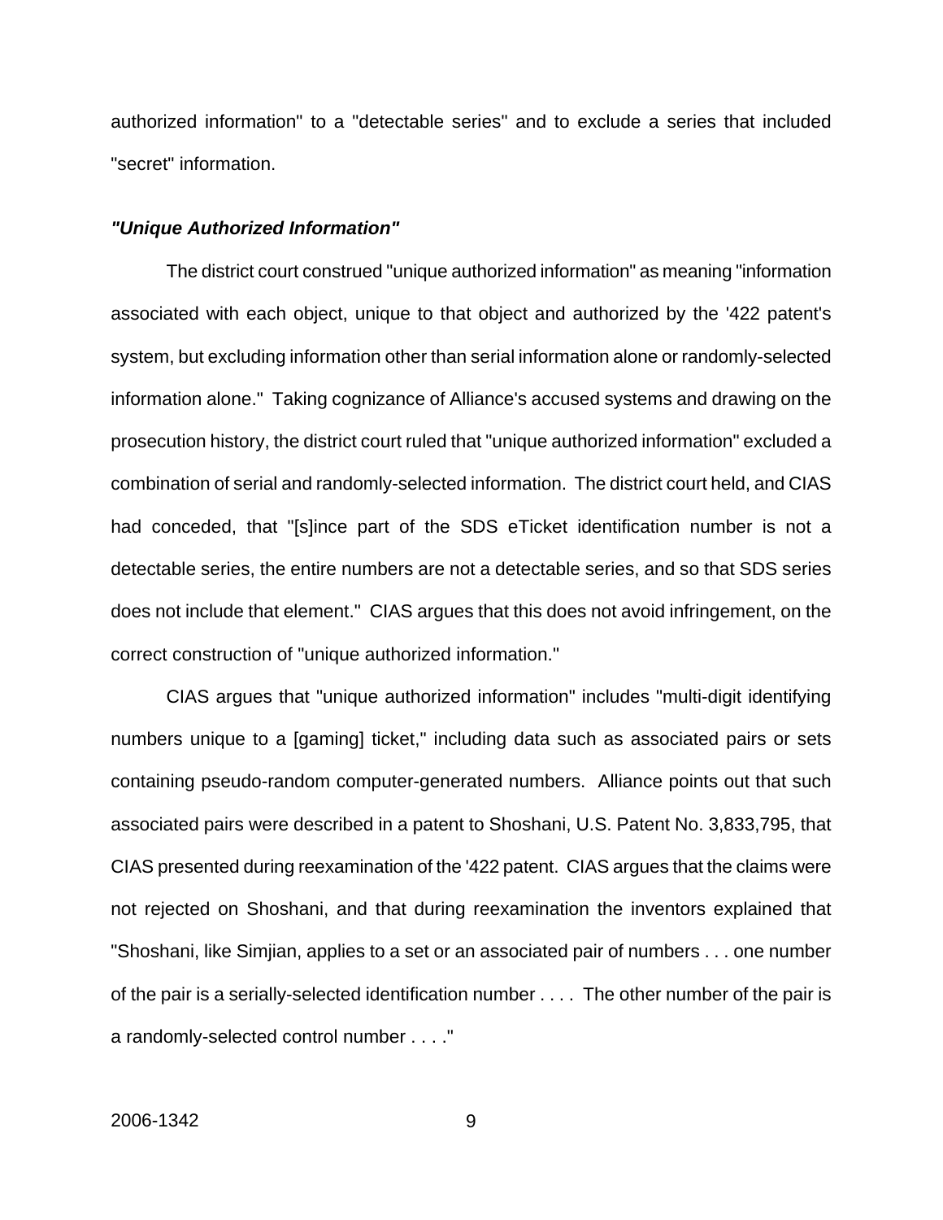authorized information" to a "detectable series" and to exclude a series that included "secret" information.

***"Unique Authorized Information"***

The district court construed "unique authorized information" as meaning "information associated with each object, unique to that object and authorized by the '422 patent's system, but excluding information other than serial information alone or randomly-selected information alone." Taking cognizance of Alliance's accused systems and drawing on the prosecution history, the district court ruled that "unique authorized information" excluded a combination of serial and randomly-selected information. The district court held, and CIAS had conceded, that "[s]ince part of the SDS eTicket identification number is not a detectable series, the entire numbers are not a detectable series, and so that SDS series does not include that element." CIAS argues that this does not avoid infringement, on the correct construction of "unique authorized information."

CIAS argues that "unique authorized information" includes "multi-digit identifying numbers unique to a [gaming] ticket," including data such as associated pairs or sets containing pseudo-random computer-generated numbers. Alliance points out that such associated pairs were described in a patent to Shoshani, U.S. Patent No. 3,833,795, that CIAS presented during reexamination of the '422 patent. CIAS argues that the claims were not rejected on Shoshani, and that during reexamination the inventors explained that "Shoshani, like Simjian, applies to a set or an associated pair of numbers . . . one number of the pair is a serially-selected identification number . . . . The other number of the pair is a randomly-selected control number . . . ."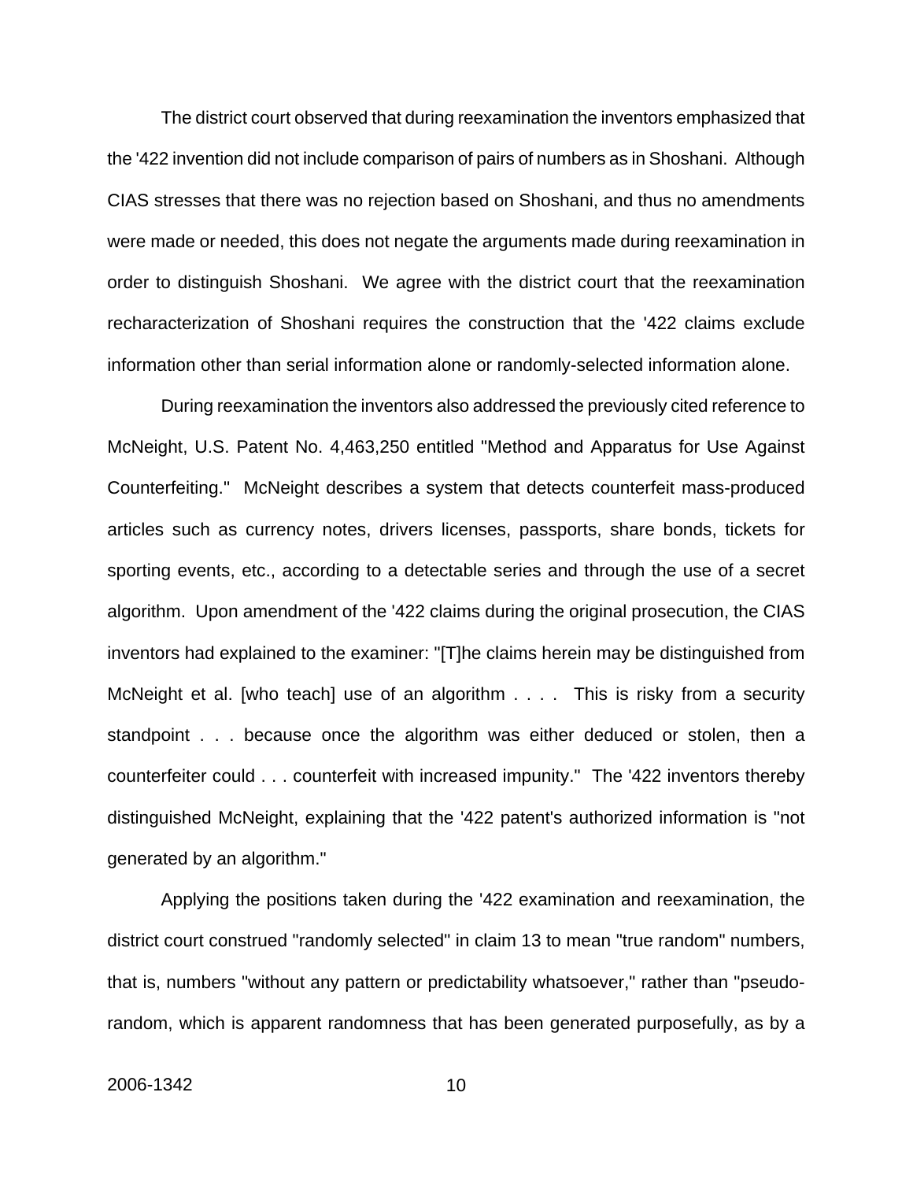The district court observed that during reexamination the inventors emphasized that the '422 invention did not include comparison of pairs of numbers as in Shoshani. Although CIAS stresses that there was no rejection based on Shoshani, and thus no amendments were made or needed, this does not negate the arguments made during reexamination in order to distinguish Shoshani. We agree with the district court that the reexamination recharacterization of Shoshani requires the construction that the '422 claims exclude information other than serial information alone or randomly-selected information alone.

During reexamination the inventors also addressed the previously cited reference to McNeight, U.S. Patent No. 4,463,250 entitled "Method and Apparatus for Use Against Counterfeiting." McNeight describes a system that detects counterfeit mass-produced articles such as currency notes, drivers licenses, passports, share bonds, tickets for sporting events, etc., according to a detectable series and through the use of a secret algorithm. Upon amendment of the '422 claims during the original prosecution, the CIAS inventors had explained to the examiner: "[T]he claims herein may be distinguished from McNeight et al. [who teach] use of an algorithm . . . . This is risky from a security standpoint . . . because once the algorithm was either deduced or stolen, then a counterfeiter could . . . counterfeit with increased impunity." The '422 inventors thereby distinguished McNeight, explaining that the '422 patent's authorized information is "not generated by an algorithm."

Applying the positions taken during the '422 examination and reexamination, the district court construed "randomly selected" in claim 13 to mean "true random" numbers, that is, numbers "without any pattern or predictability whatsoever," rather than "pseudo-random, which is apparent randomness that has been generated purposefully, as by a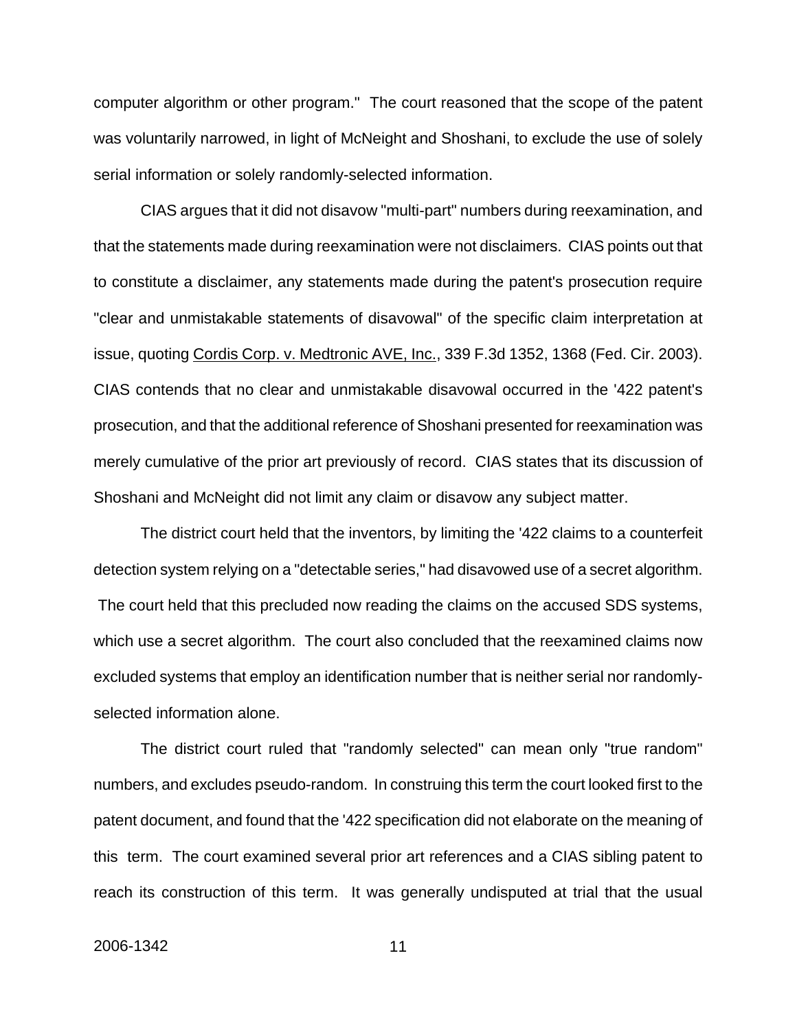computer algorithm or other program." The court reasoned that the scope of the patent was voluntarily narrowed, in light of McNeight and Shoshani, to exclude the use of solely serial information or solely randomly-selected information.

CIAS argues that it did not disavow "multi-part" numbers during reexamination, and that the statements made during reexamination were not disclaimers. CIAS points out that to constitute a disclaimer, any statements made during the patent's prosecution require "clear and unmistakable statements of disavowal" of the specific claim interpretation at issue, quoting Cordis Corp. v. Medtronic AVE, Inc., 339 F.3d 1352, 1368 (Fed. Cir. 2003). CIAS contends that no clear and unmistakable disavowal occurred in the '422 patent's prosecution, and that the additional reference of Shoshani presented for reexamination was merely cumulative of the prior art previously of record. CIAS states that its discussion of Shoshani and McNeight did not limit any claim or disavow any subject matter.

The district court held that the inventors, by limiting the '422 claims to a counterfeit detection system relying on a "detectable series," had disavowed use of a secret algorithm. The court held that this precluded now reading the claims on the accused SDS systems, which use a secret algorithm. The court also concluded that the reexamined claims now excluded systems that employ an identification number that is neither serial nor randomly-selected information alone.

The district court ruled that "randomly selected" can mean only "true random" numbers, and excludes pseudo-random. In construing this term the court looked first to the patent document, and found that the '422 specification did not elaborate on the meaning of this term. The court examined several prior art references and a CIAS sibling patent to reach its construction of this term. It was generally undisputed at trial that the usual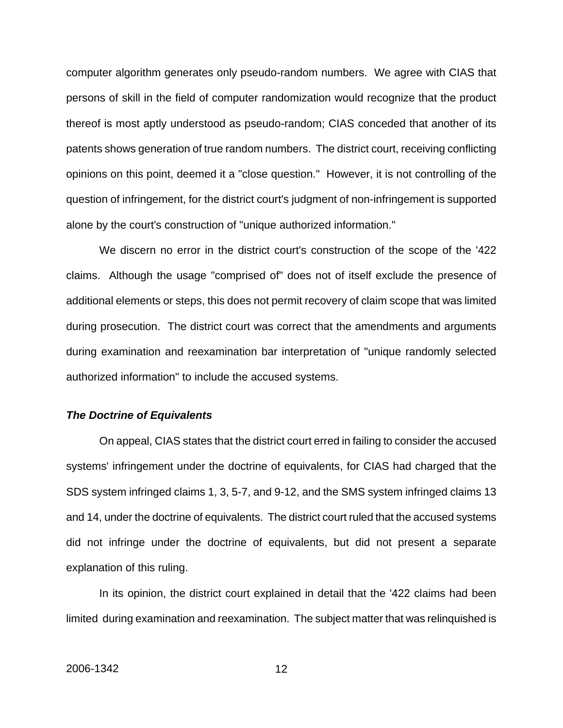computer algorithm generates only pseudo-random numbers. We agree with CIAS that persons of skill in the field of computer randomization would recognize that the product thereof is most aptly understood as pseudo-random; CIAS conceded that another of its patents shows generation of true random numbers. The district court, receiving conflicting opinions on this point, deemed it a "close question." However, it is not controlling of the question of infringement, for the district court's judgment of non-infringement is supported alone by the court's construction of "unique authorized information."

We discern no error in the district court's construction of the scope of the '422 claims. Although the usage "comprised of" does not of itself exclude the presence of additional elements or steps, this does not permit recovery of claim scope that was limited during prosecution. The district court was correct that the amendments and arguments during examination and reexamination bar interpretation of "unique randomly selected authorized information" to include the accused systems.

***The Doctrine of Equivalents***

On appeal, CIAS states that the district court erred in failing to consider the accused systems' infringement under the doctrine of equivalents, for CIAS had charged that the SDS system infringed claims 1, 3, 5-7, and 9-12, and the SMS system infringed claims 13 and 14, under the doctrine of equivalents. The district court ruled that the accused systems did not infringe under the doctrine of equivalents, but did not present a separate explanation of this ruling.

In its opinion, the district court explained in detail that the '422 claims had been limited during examination and reexamination. The subject matter that was relinquished is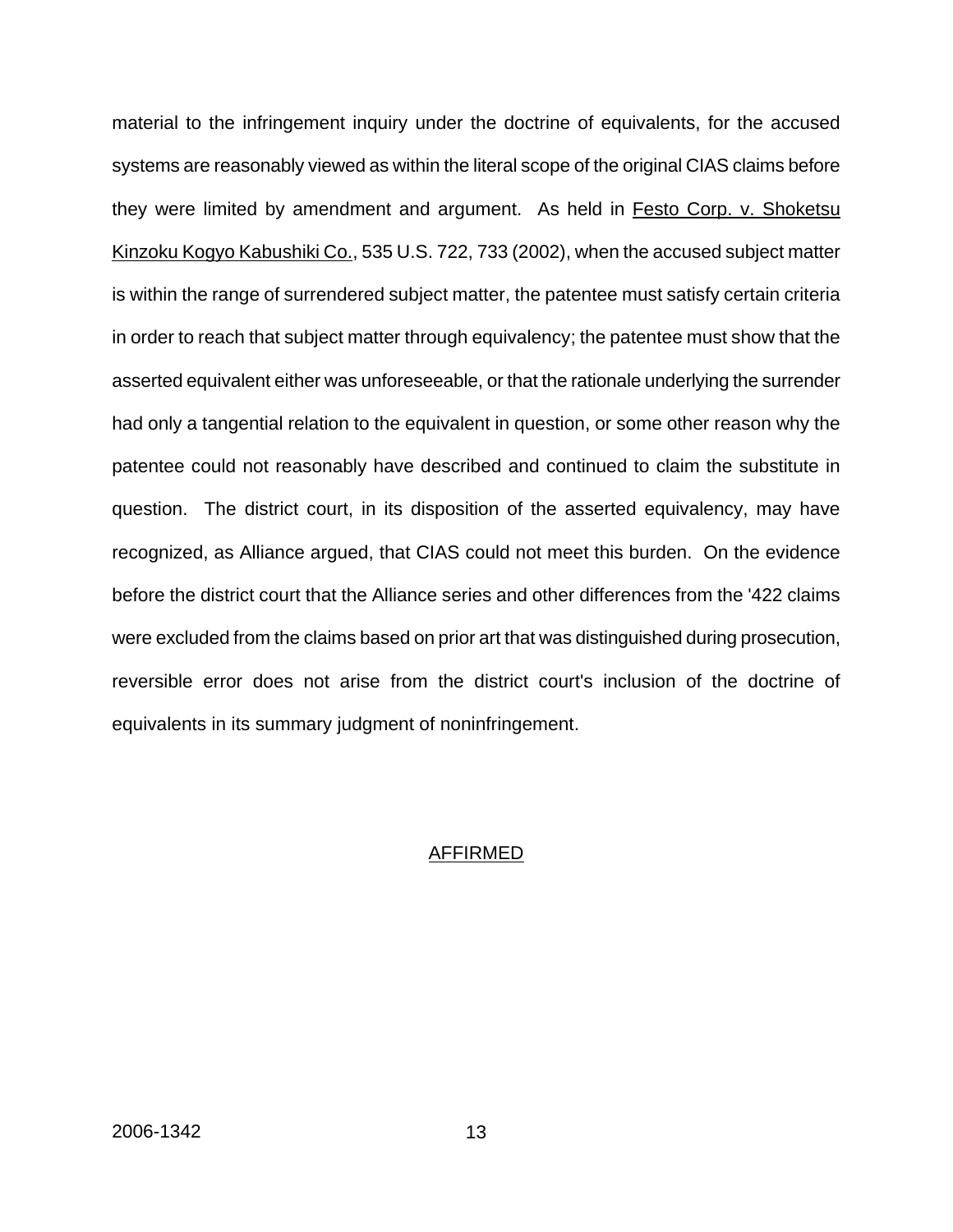material to the infringement inquiry under the doctrine of equivalents, for the accused systems are reasonably viewed as within the literal scope of the original CIAS claims before they were limited by amendment and argument. As held in Festo Corp. v. Shoketsu Kinzoku Kogyo Kabushiki Co., 535 U.S. 722, 733 (2002), when the accused subject matter is within the range of surrendered subject matter, the patentee must satisfy certain criteria in order to reach that subject matter through equivalency; the patentee must show that the asserted equivalent either was unforeseeable, or that the rationale underlying the surrender had only a tangential relation to the equivalent in question, or some other reason why the patentee could not reasonably have described and continued to claim the substitute in question. The district court, in its disposition of the asserted equivalency, may have recognized, as Alliance argued, that CIAS could not meet this burden. On the evidence before the district court that the Alliance series and other differences from the '422 claims were excluded from the claims based on prior art that was distinguished during prosecution, reversible error does not arise from the district court's inclusion of the doctrine of equivalents in its summary judgment of noninfringement.

AFFIRMED